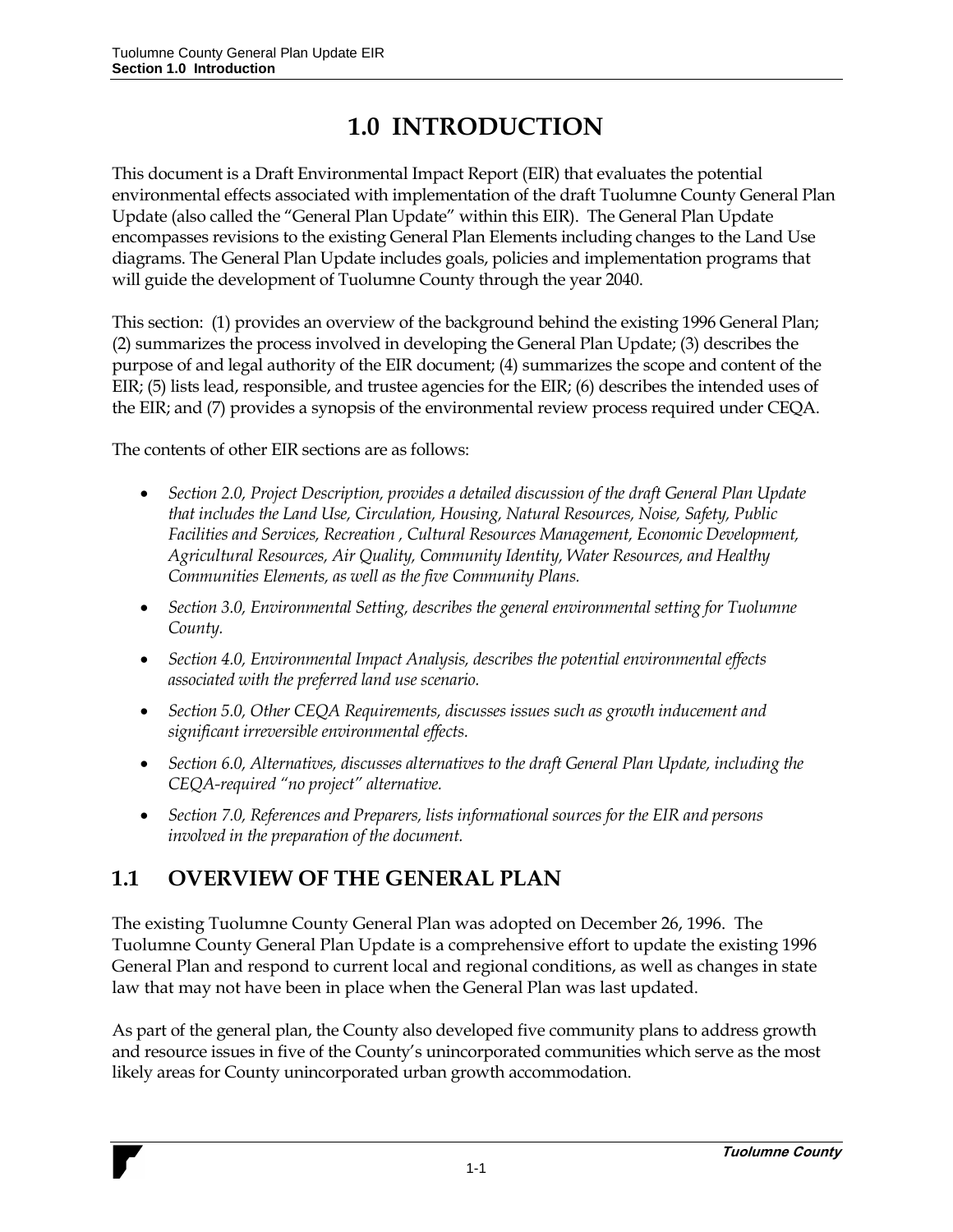# 1.0 INTRODUCTION

This document is a Draft Environmental Impact Report (EIR) that evaluates the potential environmental effects associated with implementation of the draft Tuolumne County General Plan Update (also called the "General Plan Update" within this EIR). The General Plan Update encompasses revisions to the existing General Plan Elements including changes to the Land Use diagrams. The General Plan Update includes goals, policies and implementation programs that will guide the development of Tuolumne County through the year 2040.

This section: (1) provides an overview of the background behind the existing 1996 General Plan; (2) summarizes the process involved in developing the General Plan Update; (3) describes the purpose of and legal authority of the EIR document; (4) summarizes the scope and content of the EIR; (5) lists lead, responsible, and trustee agencies for the EIR; (6) describes the intended uses of the EIR; and (7) provides a synopsis of the environmental review process required under CEQA.

The contents of other EIR sections are as follows:

- *Section 2.0, Project Description, provides a detailed discussion of the draft General Plan Update that includes the Land Use, Circulation, Housing, Natural Resources, Noise, Safety, Public Facilities and Services, Recreation , Cultural Resources Management, Economic Development, Agricultural Resources, Air Quality, Community Identity, Water Resources, and Healthy Communities Elements, as well as the five Community Plans.*
- *Section 3.0, Environmental Setting, describes the general environmental setting for Tuolumne County.*
- *Section 4.0, Environmental Impact Analysis, describes the potential environmental effects associated with the preferred land use scenario.*
- *Section 5.0, Other CEQA Requirements, discusses issues such as growth inducement and significant irreversible environmental effects.*
- *Section 6.0, Alternatives, discusses alternatives to the draft General Plan Update, including the CEQA-required "no project" alternative.*
- *Section 7.0, References and Preparers, lists informational sources for the EIR and persons involved in the preparation of the document.*

## 1.1 OVERVIEW OF THE GENERAL PLAN

The existing Tuolumne County General Plan was adopted on December 26, 1996. The Tuolumne County General Plan Update is a comprehensive effort to update the existing 1996 General Plan and respond to current local and regional conditions, as well as changes in state law that may not have been in place when the General Plan was last updated.

As part of the general plan, the County also developed five community plans to address growth and resource issues in five of the County's unincorporated communities which serve as the most likely areas for County unincorporated urban growth accommodation.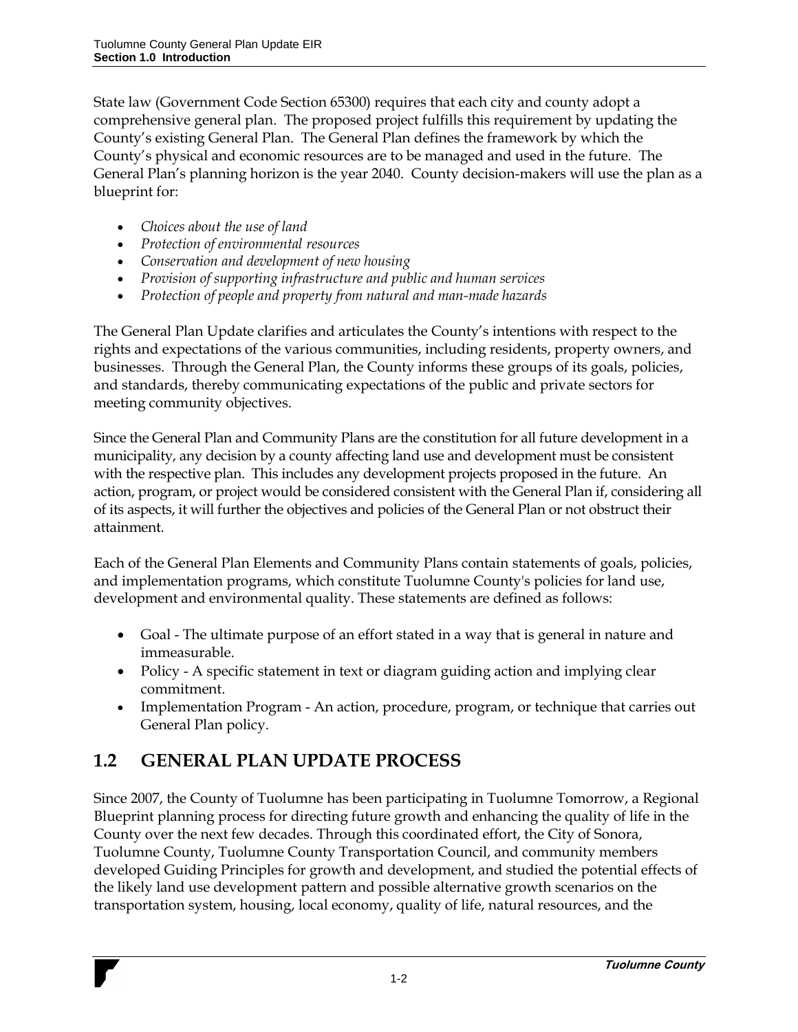State law (Government Code Section 65300) requires that each city and county adopt a comprehensive general plan. The proposed project fulfills this requirement by updating the County's existing General Plan. The General Plan defines the framework by which the County's physical and economic resources are to be managed and used in the future. The General Plan's planning horizon is the year 2040. County decision-makers will use the plan as a blueprint for:

- *Choices about the use of land*
- *Protection of environmental resources*
- *Conservation and development of new housing*
- *Provision of supporting infrastructure and public and human services*
- *Protection of people and property from natural and man-made hazards*

The General Plan Update clarifies and articulates the County's intentions with respect to the rights and expectations of the various communities, including residents, property owners, and businesses. Through the General Plan, the County informs these groups of its goals, policies, and standards, thereby communicating expectations of the public and private sectors for meeting community objectives.

Since the General Plan and Community Plans are the constitution for all future development in a municipality, any decision by a county affecting land use and development must be consistent with the respective plan. This includes any development projects proposed in the future. An action, program, or project would be considered consistent with the General Plan if, considering all of its aspects, it will further the objectives and policies of the General Plan or not obstruct their attainment.

Each of the General Plan Elements and Community Plans contain statements of goals, policies, and implementation programs, which constitute Tuolumne County's policies for land use, development and environmental quality. These statements are defined as follows:

- Goal - The ultimate purpose of an effort stated in a way that is general in nature and immeasurable.
- Policy - A specific statement in text or diagram guiding action and implying clear commitment.
- Implementation Program - An action, procedure, program, or technique that carries out General Plan policy.

## 1.2 GENERAL PLAN UPDATE PROCESS

Since 2007, the County of Tuolumne has been participating in Tuolumne Tomorrow, a Regional Blueprint planning process for directing future growth and enhancing the quality of life in the County over the next few decades. Through this coordinated effort, the City of Sonora, Tuolumne County, Tuolumne County Transportation Council, and community members developed Guiding Principles for growth and development, and studied the potential effects of the likely land use development pattern and possible alternative growth scenarios on the transportation system, housing, local economy, quality of life, natural resources, and the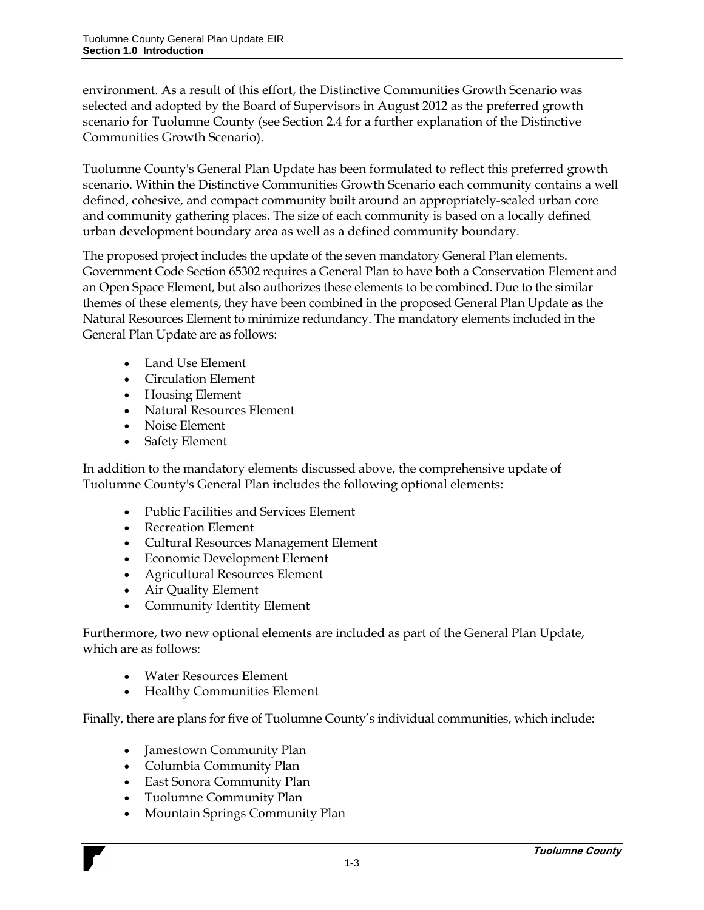environment. As a result of this effort, the Distinctive Communities Growth Scenario was selected and adopted by the Board of Supervisors in August 2012 as the preferred growth scenario for Tuolumne County (see Section 2.4 for a further explanation of the Distinctive Communities Growth Scenario).

Tuolumne County's General Plan Update has been formulated to reflect this preferred growth scenario. Within the Distinctive Communities Growth Scenario each community contains a well defined, cohesive, and compact community built around an appropriately-scaled urban core and community gathering places. The size of each community is based on a locally defined urban development boundary area as well as a defined community boundary.

The proposed project includes the update of the seven mandatory General Plan elements. Government Code Section 65302 requires a General Plan to have both a Conservation Element and an Open Space Element, but also authorizes these elements to be combined. Due to the similar themes of these elements, they have been combined in the proposed General Plan Update as the Natural Resources Element to minimize redundancy. The mandatory elements included in the General Plan Update are as follows:

- Land Use Element
- Circulation Element
- Housing Element
- Natural Resources Element
- Noise Element
- Safety Element

In addition to the mandatory elements discussed above, the comprehensive update of Tuolumne County's General Plan includes the following optional elements:

- Public Facilities and Services Element
- Recreation Element
- Cultural Resources Management Element
- Economic Development Element
- Agricultural Resources Element
- Air Quality Element
- Community Identity Element

Furthermore, two new optional elements are included as part of the General Plan Update, which are as follows:

- Water Resources Element
- Healthy Communities Element

Finally, there are plans for five of Tuolumne County's individual communities, which include:

- Jamestown Community Plan
- Columbia Community Plan
- East Sonora Community Plan
- Tuolumne Community Plan
- Mountain Springs Community Plan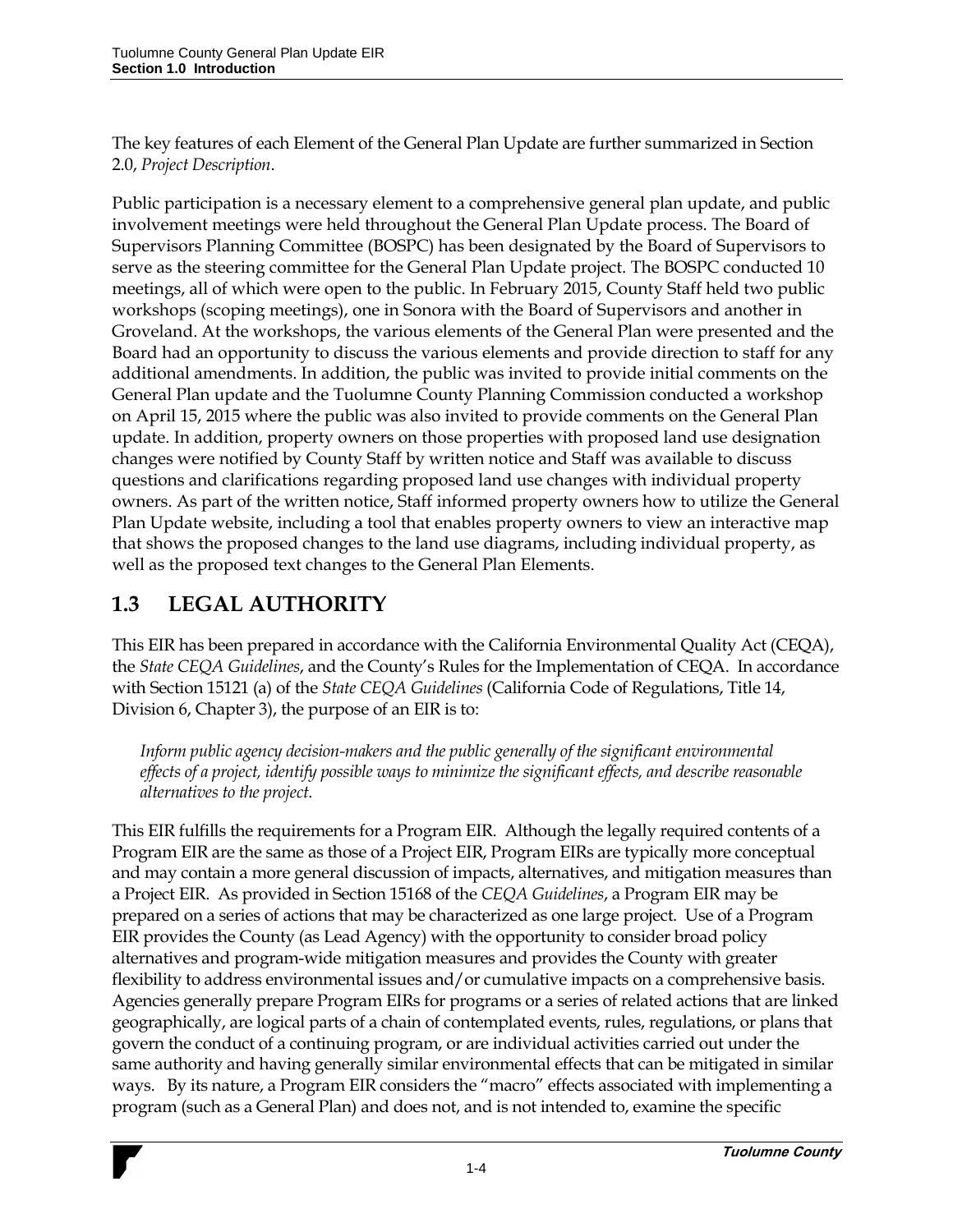The key features of each Element of the General Plan Update are further summarized in Section 2.0, *Project Description*.

Public participation is a necessary element to a comprehensive general plan update, and public involvement meetings were held throughout the General Plan Update process. The Board of Supervisors Planning Committee (BOSPC) has been designated by the Board of Supervisors to serve as the steering committee for the General Plan Update project. The BOSPC conducted 10 meetings, all of which were open to the public. In February 2015, County Staff held two public workshops (scoping meetings), one in Sonora with the Board of Supervisors and another in Groveland. At the workshops, the various elements of the General Plan were presented and the Board had an opportunity to discuss the various elements and provide direction to staff for any additional amendments. In addition, the public was invited to provide initial comments on the General Plan update and the Tuolumne County Planning Commission conducted a workshop on April 15, 2015 where the public was also invited to provide comments on the General Plan update. In addition, property owners on those properties with proposed land use designation changes were notified by County Staff by written notice and Staff was available to discuss questions and clarifications regarding proposed land use changes with individual property owners. As part of the written notice, Staff informed property owners how to utilize the General Plan Update website, including a tool that enables property owners to view an interactive map that shows the proposed changes to the land use diagrams, including individual property, as well as the proposed text changes to the General Plan Elements.

## 1.3 LEGAL AUTHORITY

This EIR has been prepared in accordance with the California Environmental Quality Act (CEQA), the *State CEQA Guidelines*, and the County's Rules for the Implementation of CEQA. In accordance with Section 15121 (a) of the *State CEQA Guidelines* (California Code of Regulations, Title 14, Division 6, Chapter 3), the purpose of an EIR is to:

> *Inform public agency decision-makers and the public generally of the significant environmental effects of a project, identify possible ways to minimize the significant effects, and describe reasonable alternatives to the project.*

This EIR fulfills the requirements for a Program EIR. Although the legally required contents of a Program EIR are the same as those of a Project EIR, Program EIRs are typically more conceptual and may contain a more general discussion of impacts, alternatives, and mitigation measures than a Project EIR. As provided in Section 15168 of the *CEQA Guidelines*, a Program EIR may be prepared on a series of actions that may be characterized as one large project. Use of a Program EIR provides the County (as Lead Agency) with the opportunity to consider broad policy alternatives and program-wide mitigation measures and provides the County with greater flexibility to address environmental issues and/or cumulative impacts on a comprehensive basis. Agencies generally prepare Program EIRs for programs or a series of related actions that are linked geographically, are logical parts of a chain of contemplated events, rules, regulations, or plans that govern the conduct of a continuing program, or are individual activities carried out under the same authority and having generally similar environmental effects that can be mitigated in similar ways. By its nature, a Program EIR considers the "macro" effects associated with implementing a program (such as a General Plan) and does not, and is not intended to, examine the specific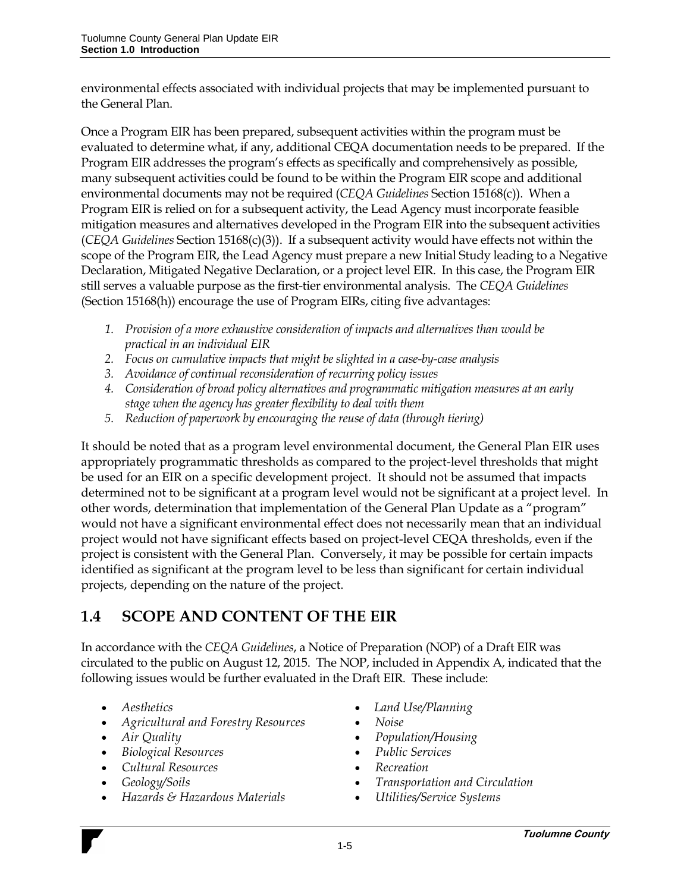environmental effects associated with individual projects that may be implemented pursuant to the General Plan.

Once a Program EIR has been prepared, subsequent activities within the program must be evaluated to determine what, if any, additional CEQA documentation needs to be prepared. If the Program EIR addresses the program's effects as specifically and comprehensively as possible, many subsequent activities could be found to be within the Program EIR scope and additional environmental documents may not be required (*CEQA Guidelines* Section 15168(c)). When a Program EIR is relied on for a subsequent activity, the Lead Agency must incorporate feasible mitigation measures and alternatives developed in the Program EIR into the subsequent activities (*CEQA Guidelines* Section 15168(c)(3)). If a subsequent activity would have effects not within the scope of the Program EIR, the Lead Agency must prepare a new Initial Study leading to a Negative Declaration, Mitigated Negative Declaration, or a project level EIR. In this case, the Program EIR still serves a valuable purpose as the first-tier environmental analysis. The *CEQA Guidelines* (Section 15168(h)) encourage the use of Program EIRs, citing five advantages:

1. *Provision of a more exhaustive consideration of impacts and alternatives than would be practical in an individual EIR*
2. *Focus on cumulative impacts that might be slighted in a case-by-case analysis*
3. *Avoidance of continual reconsideration of recurring policy issues*
4. *Consideration of broad policy alternatives and programmatic mitigation measures at an early stage when the agency has greater flexibility to deal with them*
5. *Reduction of paperwork by encouraging the reuse of data (through tiering)*

It should be noted that as a program level environmental document, the General Plan EIR uses appropriately programmatic thresholds as compared to the project-level thresholds that might be used for an EIR on a specific development project. It should not be assumed that impacts determined not to be significant at a program level would not be significant at a project level. In other words, determination that implementation of the General Plan Update as a "program" would not have a significant environmental effect does not necessarily mean that an individual project would not have significant effects based on project-level CEQA thresholds, even if the project is consistent with the General Plan. Conversely, it may be possible for certain impacts identified as significant at the program level to be less than significant for certain individual projects, depending on the nature of the project.

## 1.4 SCOPE AND CONTENT OF THE EIR

In accordance with the *CEQA Guidelines*, a Notice of Preparation (NOP) of a Draft EIR was circulated to the public on August 12, 2015. The NOP, included in Appendix A, indicated that the following issues would be further evaluated in the Draft EIR. These include:

- *Aesthetics*
- *Agricultural and Forestry Resources*
- *Air Quality*
- *Biological Resources*
- *Cultural Resources*
- *Geology/Soils*
- *Hazards & Hazardous Materials*
- *Land Use/Planning*
- *Noise*
- *Population/Housing*
- *Public Services*
- *Recreation*
- *Transportation and Circulation*
- *Utilities/Service Systems*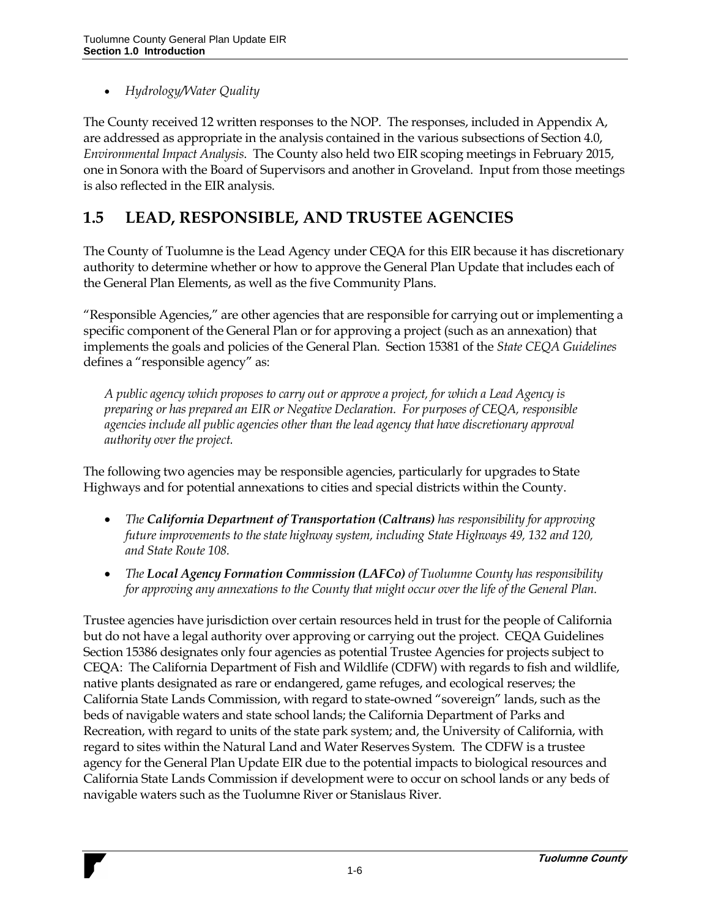- *Hydrology/Water Quality*

The County received 12 written responses to the NOP. The responses, included in Appendix A, are addressed as appropriate in the analysis contained in the various subsections of Section 4.0, *Environmental Impact Analysis*. The County also held two EIR scoping meetings in February 2015, one in Sonora with the Board of Supervisors and another in Groveland. Input from those meetings is also reflected in the EIR analysis.

## 1.5 LEAD, RESPONSIBLE, AND TRUSTEE AGENCIES

The County of Tuolumne is the Lead Agency under CEQA for this EIR because it has discretionary authority to determine whether or how to approve the General Plan Update that includes each of the General Plan Elements, as well as the five Community Plans.

"Responsible Agencies," are other agencies that are responsible for carrying out or implementing a specific component of the General Plan or for approving a project (such as an annexation) that implements the goals and policies of the General Plan. Section 15381 of the *State CEQA Guidelines* defines a "responsible agency" as:

> *A public agency which proposes to carry out or approve a project, for which a Lead Agency is preparing or has prepared an EIR or Negative Declaration. For purposes of CEQA, responsible agencies include all public agencies other than the lead agency that have discretionary approval authority over the project.*

The following two agencies may be responsible agencies, particularly for upgrades to State Highways and for potential annexations to cities and special districts within the County.

- *The **California Department of Transportation (Caltrans)** has responsibility for approving future improvements to the state highway system, including State Highways 49, 132 and 120, and State Route 108.*
- *The **Local Agency Formation Commission (LAFCo)** of Tuolumne County has responsibility for approving any annexations to the County that might occur over the life of the General Plan.*

Trustee agencies have jurisdiction over certain resources held in trust for the people of California but do not have a legal authority over approving or carrying out the project. CEQA Guidelines Section 15386 designates only four agencies as potential Trustee Agencies for projects subject to CEQA: The California Department of Fish and Wildlife (CDFW) with regards to fish and wildlife, native plants designated as rare or endangered, game refuges, and ecological reserves; the California State Lands Commission, with regard to state-owned "sovereign" lands, such as the beds of navigable waters and state school lands; the California Department of Parks and Recreation, with regard to units of the state park system; and, the University of California, with regard to sites within the Natural Land and Water Reserves System. The CDFW is a trustee agency for the General Plan Update EIR due to the potential impacts to biological resources and California State Lands Commission if development were to occur on school lands or any beds of navigable waters such as the Tuolumne River or Stanislaus River.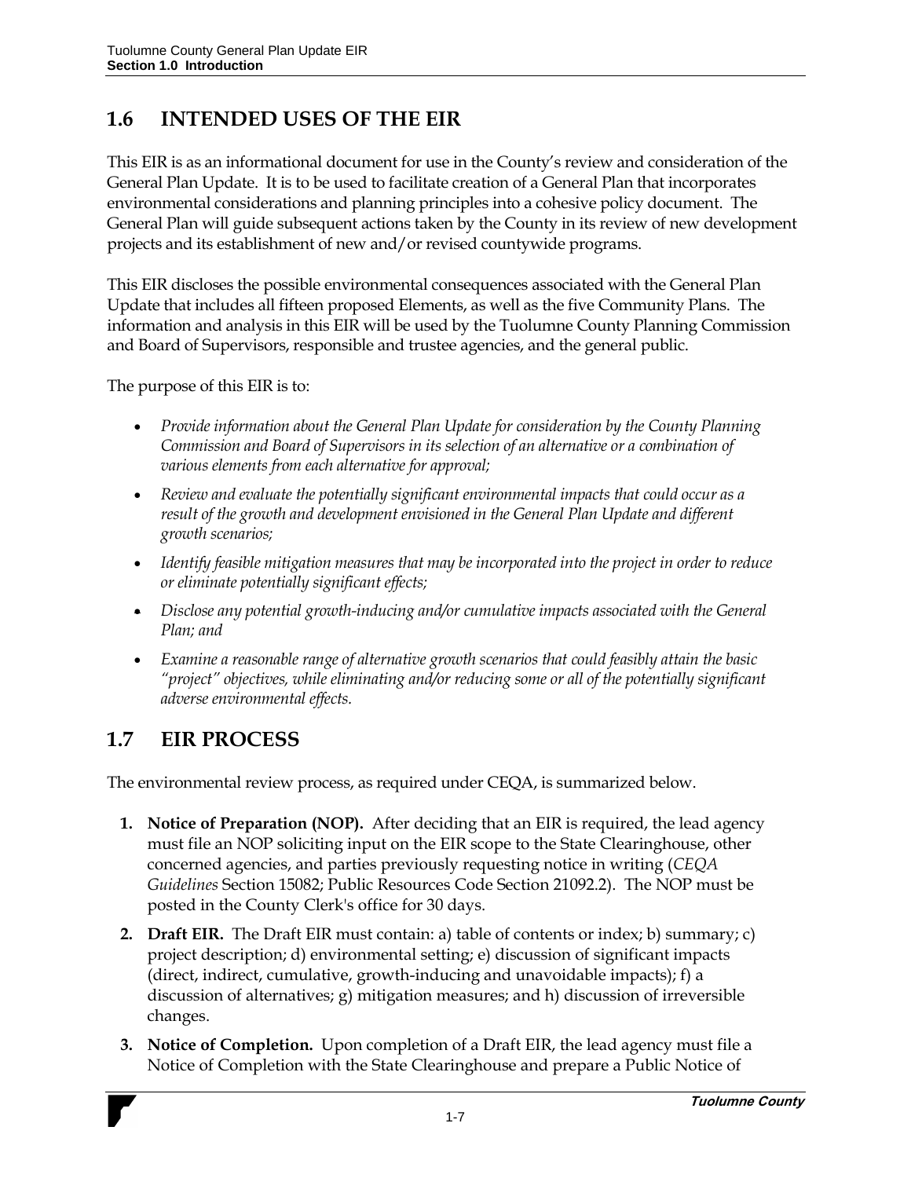## 1.6 INTENDED USES OF THE EIR

This EIR is as an informational document for use in the County's review and consideration of the General Plan Update. It is to be used to facilitate creation of a General Plan that incorporates environmental considerations and planning principles into a cohesive policy document. The General Plan will guide subsequent actions taken by the County in its review of new development projects and its establishment of new and/or revised countywide programs.

This EIR discloses the possible environmental consequences associated with the General Plan Update that includes all fifteen proposed Elements, as well as the five Community Plans. The information and analysis in this EIR will be used by the Tuolumne County Planning Commission and Board of Supervisors, responsible and trustee agencies, and the general public.

The purpose of this EIR is to:

- *Provide information about the General Plan Update for consideration by the County Planning Commission and Board of Supervisors in its selection of an alternative or a combination of various elements from each alternative for approval;*
- *Review and evaluate the potentially significant environmental impacts that could occur as a result of the growth and development envisioned in the General Plan Update and different growth scenarios;*
- *Identify feasible mitigation measures that may be incorporated into the project in order to reduce or eliminate potentially significant effects;*
- *Disclose any potential growth-inducing and/or cumulative impacts associated with the General Plan; and*
- *Examine a reasonable range of alternative growth scenarios that could feasibly attain the basic "project" objectives, while eliminating and/or reducing some or all of the potentially significant adverse environmental effects.*

## 1.7 EIR PROCESS

The environmental review process, as required under CEQA, is summarized below.

1. **Notice of Preparation (NOP).** After deciding that an EIR is required, the lead agency must file an NOP soliciting input on the EIR scope to the State Clearinghouse, other concerned agencies, and parties previously requesting notice in writing (*CEQA Guidelines* Section 15082; Public Resources Code Section 21092.2). The NOP must be posted in the County Clerk's office for 30 days.
2. **Draft EIR.** The Draft EIR must contain: a) table of contents or index; b) summary; c) project description; d) environmental setting; e) discussion of significant impacts (direct, indirect, cumulative, growth-inducing and unavoidable impacts); f) a discussion of alternatives; g) mitigation measures; and h) discussion of irreversible changes.
3. **Notice of Completion.** Upon completion of a Draft EIR, the lead agency must file a Notice of Completion with the State Clearinghouse and prepare a Public Notice of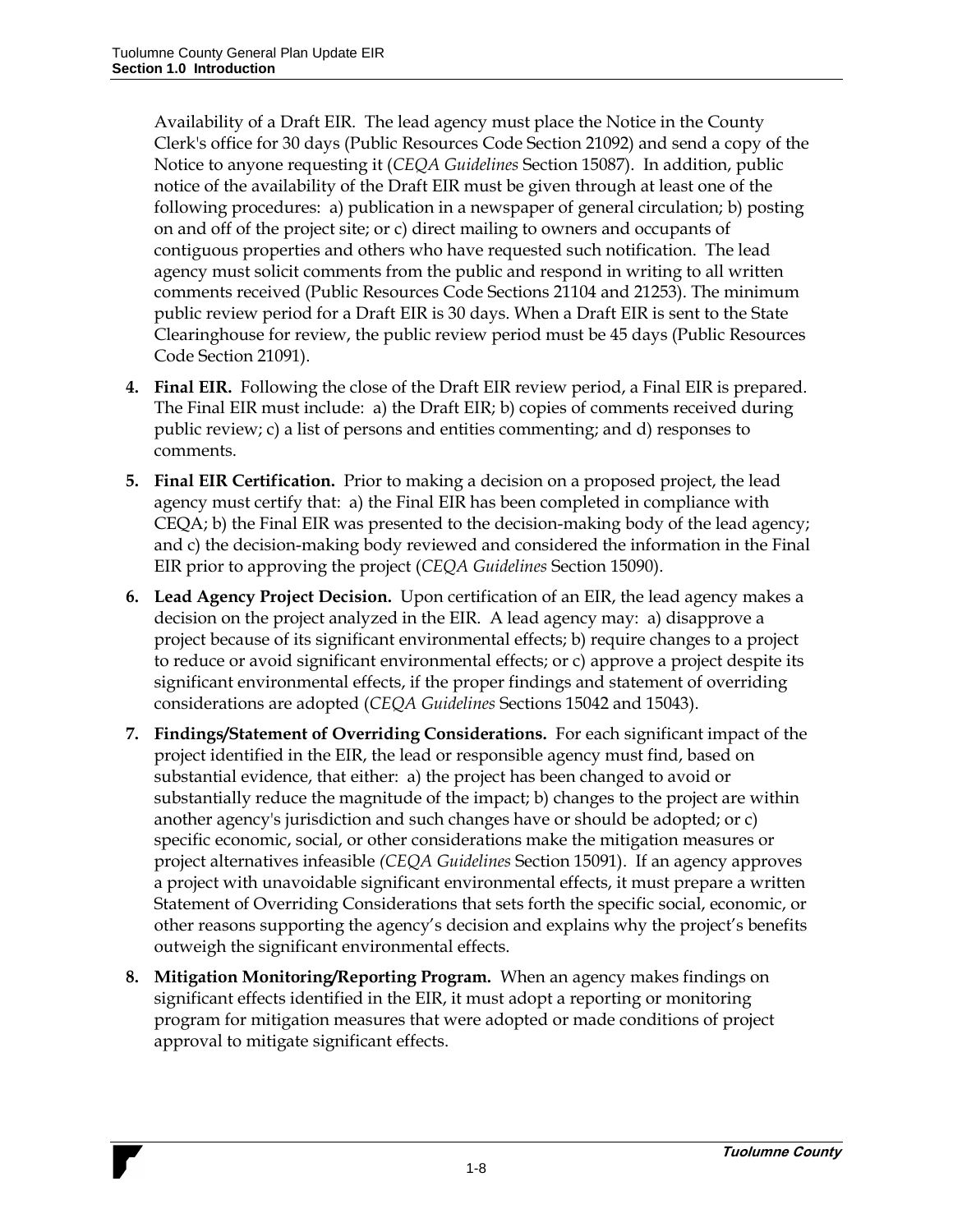Availability of a Draft EIR. The lead agency must place the Notice in the County Clerk's office for 30 days (Public Resources Code Section 21092) and send a copy of the Notice to anyone requesting it (*CEQA Guidelines* Section 15087). In addition, public notice of the availability of the Draft EIR must be given through at least one of the following procedures: a) publication in a newspaper of general circulation; b) posting on and off of the project site; or c) direct mailing to owners and occupants of contiguous properties and others who have requested such notification. The lead agency must solicit comments from the public and respond in writing to all written comments received (Public Resources Code Sections 21104 and 21253). The minimum public review period for a Draft EIR is 30 days. When a Draft EIR is sent to the State Clearinghouse for review, the public review period must be 45 days (Public Resources Code Section 21091).

4. **Final EIR.** Following the close of the Draft EIR review period, a Final EIR is prepared. The Final EIR must include: a) the Draft EIR; b) copies of comments received during public review; c) a list of persons and entities commenting; and d) responses to comments.
5. **Final EIR Certification.** Prior to making a decision on a proposed project, the lead agency must certify that: a) the Final EIR has been completed in compliance with CEQA; b) the Final EIR was presented to the decision-making body of the lead agency; and c) the decision-making body reviewed and considered the information in the Final EIR prior to approving the project (*CEQA Guidelines* Section 15090).
6. **Lead Agency Project Decision.** Upon certification of an EIR, the lead agency makes a decision on the project analyzed in the EIR. A lead agency may: a) disapprove a project because of its significant environmental effects; b) require changes to a project to reduce or avoid significant environmental effects; or c) approve a project despite its significant environmental effects, if the proper findings and statement of overriding considerations are adopted (*CEQA Guidelines* Sections 15042 and 15043).
7. **Findings/Statement of Overriding Considerations.** For each significant impact of the project identified in the EIR, the lead or responsible agency must find, based on substantial evidence, that either: a) the project has been changed to avoid or substantially reduce the magnitude of the impact; b) changes to the project are within another agency's jurisdiction and such changes have or should be adopted; or c) specific economic, social, or other considerations make the mitigation measures or project alternatives infeasible (*CEQA Guidelines* Section 15091). If an agency approves a project with unavoidable significant environmental effects, it must prepare a written Statement of Overriding Considerations that sets forth the specific social, economic, or other reasons supporting the agency's decision and explains why the project's benefits outweigh the significant environmental effects.
8. **Mitigation Monitoring/Reporting Program.** When an agency makes findings on significant effects identified in the EIR, it must adopt a reporting or monitoring program for mitigation measures that were adopted or made conditions of project approval to mitigate significant effects.